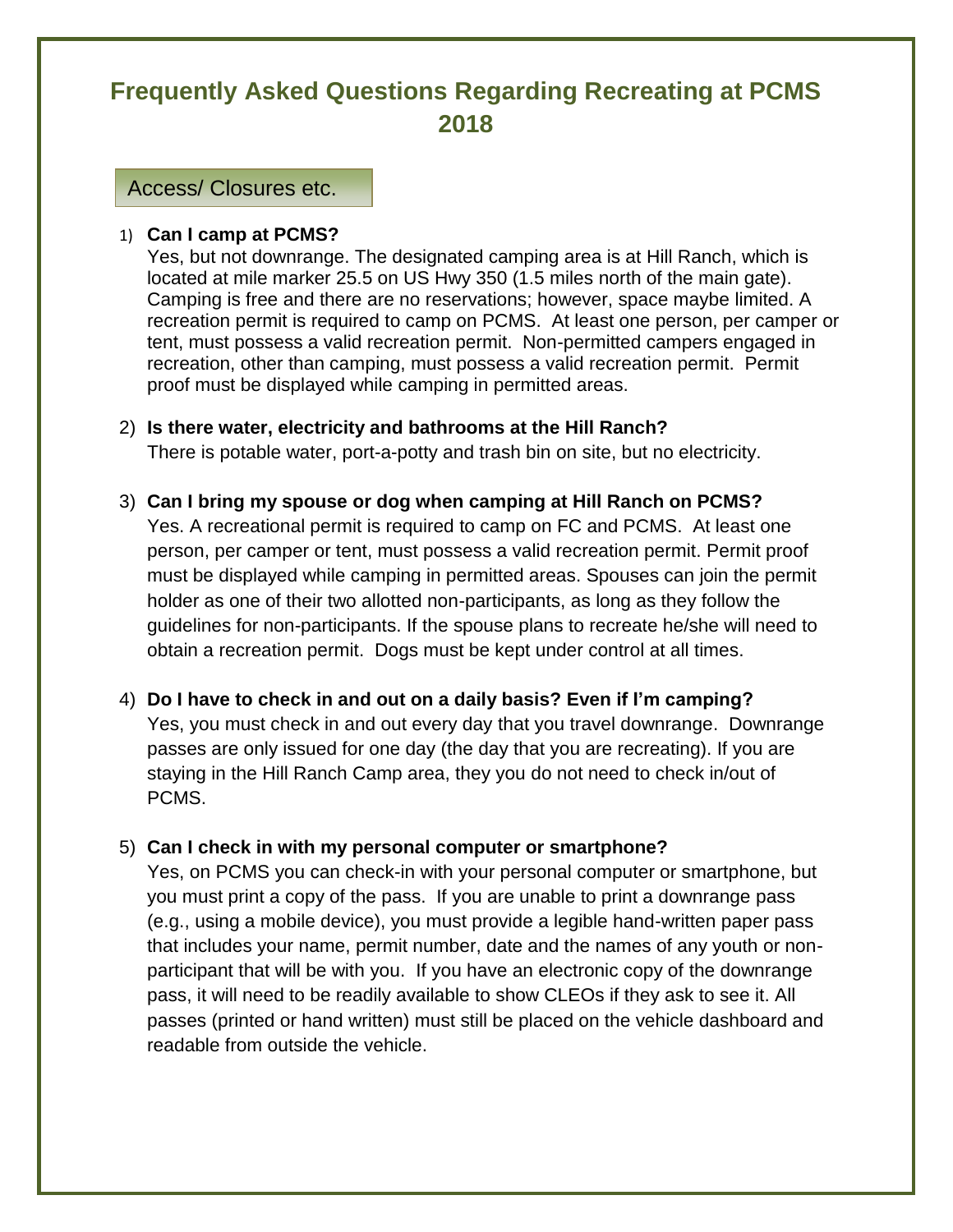# Frequently Asked Questions Regarding Recreating at PCMS 2018

## Access/ Closures etc.

1) **Can I camp at PCMS?**
   Yes, but not downrange. The designated camping area is at Hill Ranch, which is located at mile marker 25.5 on US Hwy 350 (1.5 miles north of the main gate). Camping is free and there are no reservations; however, space maybe limited. A recreation permit is required to camp on PCMS. At least one person, per camper or tent, must possess a valid recreation permit. Non-permitted campers engaged in recreation, other than camping, must possess a valid recreation permit. Permit proof must be displayed while camping in permitted areas.

2) **Is there water, electricity and bathrooms at the Hill Ranch?**
   There is potable water, port-a-potty and trash bin on site, but no electricity.

3) **Can I bring my spouse or dog when camping at Hill Ranch on PCMS?**
   Yes. A recreational permit is required to camp on FC and PCMS. At least one person, per camper or tent, must possess a valid recreation permit. Permit proof must be displayed while camping in permitted areas. Spouses can join the permit holder as one of their two allotted non-participants, as long as they follow the guidelines for non-participants. If the spouse plans to recreate he/she will need to obtain a recreation permit. Dogs must be kept under control at all times.

4) **Do I have to check in and out on a daily basis? Even if I'm camping?**
   Yes, you must check in and out every day that you travel downrange. Downrange passes are only issued for one day (the day that you are recreating). If you are staying in the Hill Ranch Camp area, they you do not need to check in/out of PCMS.

5) **Can I check in with my personal computer or smartphone?**
   Yes, on PCMS you can check-in with your personal computer or smartphone, but you must print a copy of the pass. If you are unable to print a downrange pass (e.g., using a mobile device), you must provide a legible hand-written paper pass that includes your name, permit number, date and the names of any youth or non-participant that will be with you. If you have an electronic copy of the downrange pass, it will need to be readily available to show CLEOs if they ask to see it. All passes (printed or hand written) must still be placed on the vehicle dashboard and readable from outside the vehicle.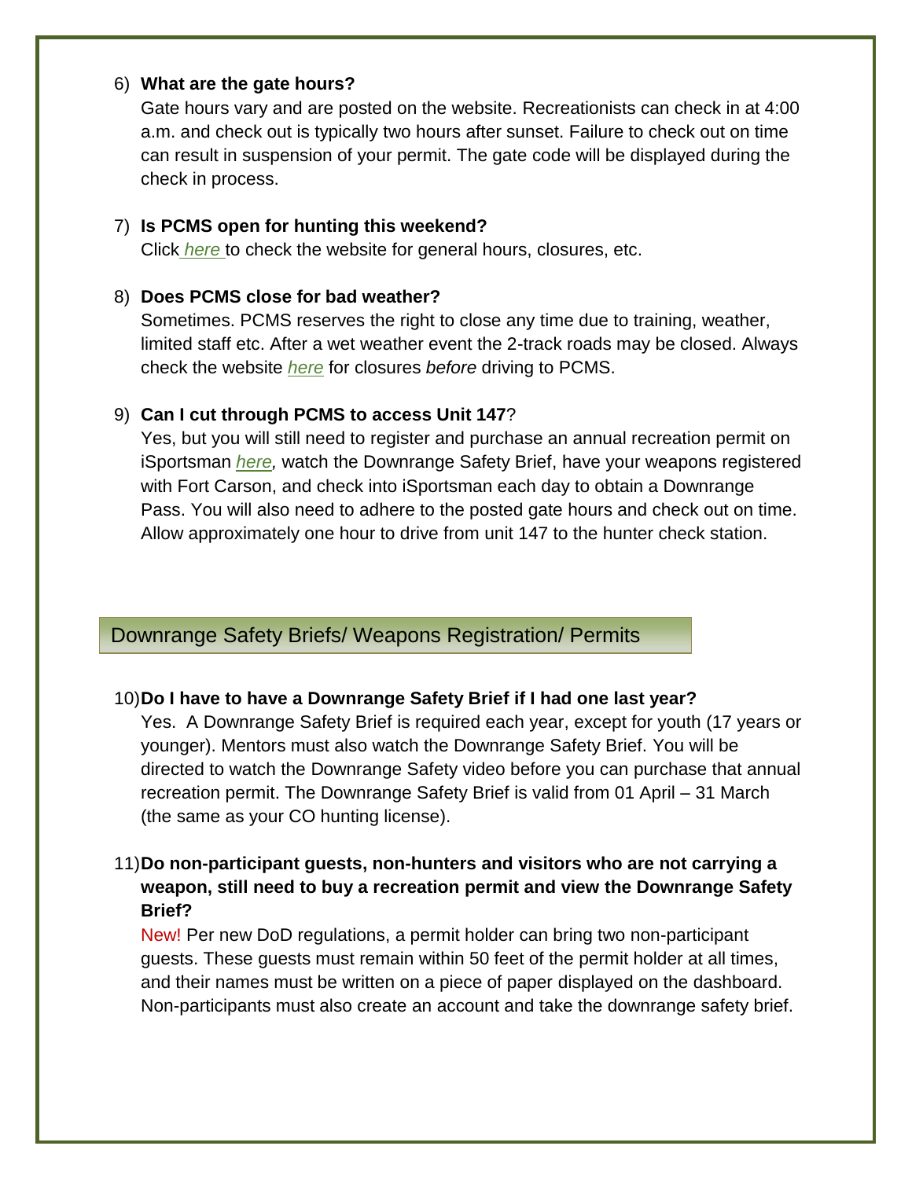6) **What are the gate hours?**

   Gate hours vary and are posted on the website. Recreationists can check in at 4:00 a.m. and check out is typically two hours after sunset. Failure to check out on time can result in suspension of your permit. The gate code will be displayed during the check in process.

7) **Is PCMS open for hunting this weekend?**

   Click *here* to check the website for general hours, closures, etc.

8) **Does PCMS close for bad weather?**

   Sometimes. PCMS reserves the right to close any time due to training, weather, limited staff etc. After a wet weather event the 2-track roads may be closed. Always check the website *here* for closures *before* driving to PCMS.

9) **Can I cut through PCMS to access Unit 147**?

   Yes, but you will still need to register and purchase an annual recreation permit on iSportsman *here,* watch the Downrange Safety Brief, have your weapons registered with Fort Carson, and check into iSportsman each day to obtain a Downrange Pass. You will also need to adhere to the posted gate hours and check out on time. Allow approximately one hour to drive from unit 147 to the hunter check station.

## Downrange Safety Briefs/ Weapons Registration/ Permits

10) **Do I have to have a Downrange Safety Brief if I had one last year?**

    Yes. A Downrange Safety Brief is required each year, except for youth (17 years or younger). Mentors must also watch the Downrange Safety Brief. You will be directed to watch the Downrange Safety video before you can purchase that annual recreation permit. The Downrange Safety Brief is valid from 01 April – 31 March (the same as your CO hunting license).

11) **Do non-participant guests, non-hunters and visitors who are not carrying a weapon, still need to buy a recreation permit and view the Downrange Safety Brief?**

    New! Per new DoD regulations, a permit holder can bring two non-participant guests. These guests must remain within 50 feet of the permit holder at all times, and their names must be written on a piece of paper displayed on the dashboard. Non-participants must also create an account and take the downrange safety brief.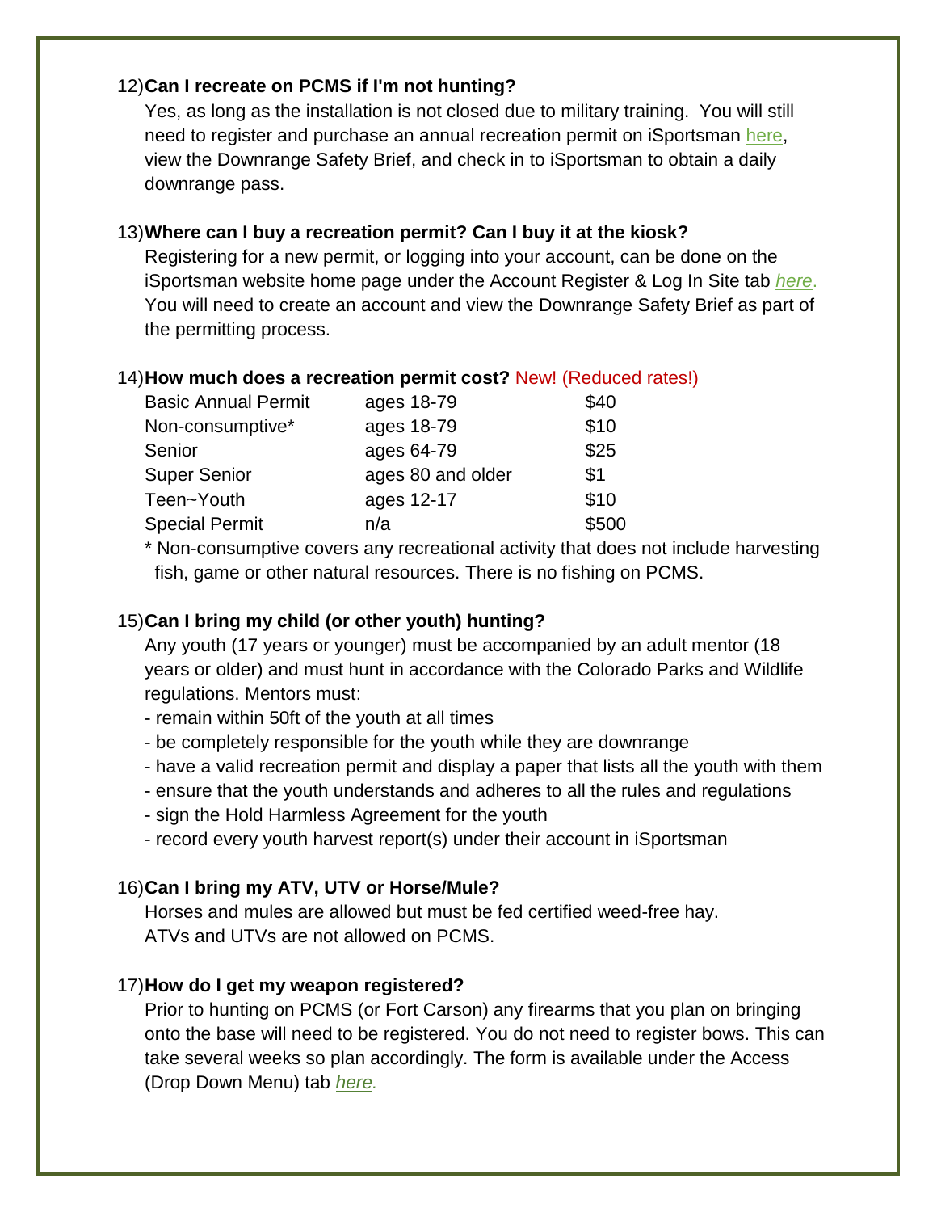12) **Can I recreate on PCMS if I'm not hunting?**

Yes, as long as the installation is not closed due to military training. You will still need to register and purchase an annual recreation permit on iSportsman here, view the Downrange Safety Brief, and check in to iSportsman to obtain a daily downrange pass.

13) **Where can I buy a recreation permit? Can I buy it at the kiosk?**

Registering for a new permit, or logging into your account, can be done on the iSportsman website home page under the Account Register & Log In Site tab *here*. You will need to create an account and view the Downrange Safety Brief as part of the permitting process.

14) **How much does a recreation permit cost?** New! (Reduced rates!)

| Permit | Ages | Cost |
|---|---|---|
| Basic Annual Permit | ages 18-79 | $40 |
| Non-consumptive* | ages 18-79 | $10 |
| Senior | ages 64-79 | $25 |
| Super Senior | ages 80 and older | $1 |
| Teen~Youth | ages 12-17 | $10 |
| Special Permit | n/a | $500 |

\* Non-consumptive covers any recreational activity that does not include harvesting fish, game or other natural resources. There is no fishing on PCMS.

15) **Can I bring my child (or other youth) hunting?**

Any youth (17 years or younger) must be accompanied by an adult mentor (18 years or older) and must hunt in accordance with the Colorado Parks and Wildlife regulations. Mentors must:

- remain within 50ft of the youth at all times
- be completely responsible for the youth while they are downrange
- have a valid recreation permit and display a paper that lists all the youth with them
- ensure that the youth understands and adheres to all the rules and regulations
- sign the Hold Harmless Agreement for the youth
- record every youth harvest report(s) under their account in iSportsman

16) **Can I bring my ATV, UTV or Horse/Mule?**

Horses and mules are allowed but must be fed certified weed-free hay.
ATVs and UTVs are not allowed on PCMS.

17) **How do I get my weapon registered?**

Prior to hunting on PCMS (or Fort Carson) any firearms that you plan on bringing onto the base will need to be registered. You do not need to register bows. This can take several weeks so plan accordingly. The form is available under the Access (Drop Down Menu) tab *here.*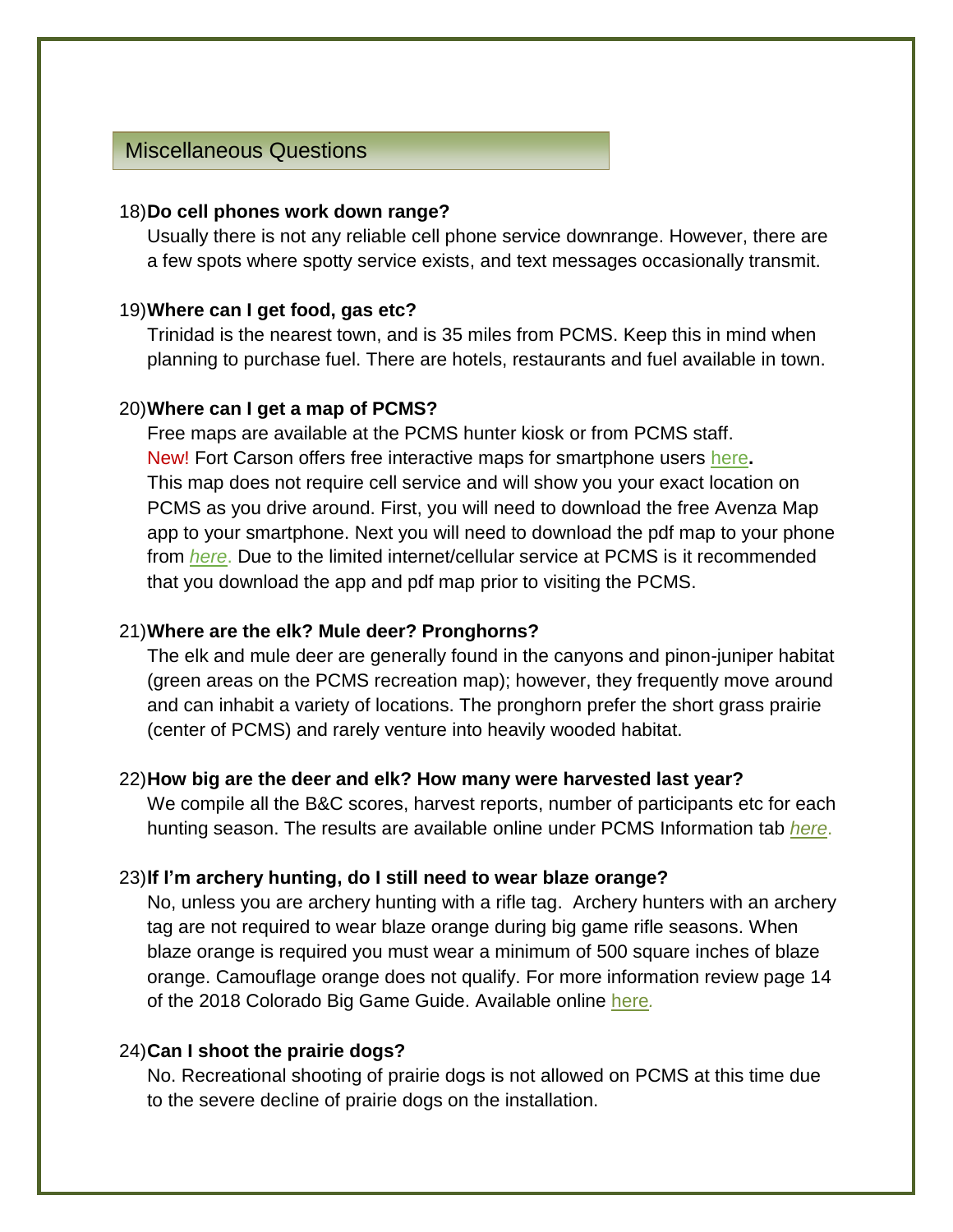## Miscellaneous Questions

18) **Do cell phones work down range?**

Usually there is not any reliable cell phone service downrange. However, there are a few spots where spotty service exists, and text messages occasionally transmit.

19) **Where can I get food, gas etc?**

Trinidad is the nearest town, and is 35 miles from PCMS. Keep this in mind when planning to purchase fuel. There are hotels, restaurants and fuel available in town.

20) **Where can I get a map of PCMS?**

Free maps are available at the PCMS hunter kiosk or from PCMS staff.
New! Fort Carson offers free interactive maps for smartphone users here**.**
This map does not require cell service and will show you your exact location on PCMS as you drive around. First, you will need to download the free Avenza Map app to your smartphone. Next you will need to download the pdf map to your phone from *here*. Due to the limited internet/cellular service at PCMS is it recommended that you download the app and pdf map prior to visiting the PCMS.

21) **Where are the elk? Mule deer? Pronghorns?**

The elk and mule deer are generally found in the canyons and pinon-juniper habitat (green areas on the PCMS recreation map); however, they frequently move around and can inhabit a variety of locations. The pronghorn prefer the short grass prairie (center of PCMS) and rarely venture into heavily wooded habitat.

22) **How big are the deer and elk? How many were harvested last year?**

We compile all the B&C scores, harvest reports, number of participants etc for each hunting season. The results are available online under PCMS Information tab *here*.

23) **If I'm archery hunting, do I still need to wear blaze orange?**

No, unless you are archery hunting with a rifle tag. Archery hunters with an archery tag are not required to wear blaze orange during big game rifle seasons. When blaze orange is required you must wear a minimum of 500 square inches of blaze orange. Camouflage orange does not qualify. For more information review page 14 of the 2018 Colorado Big Game Guide. Available online here.

24) **Can I shoot the prairie dogs?**

No. Recreational shooting of prairie dogs is not allowed on PCMS at this time due to the severe decline of prairie dogs on the installation.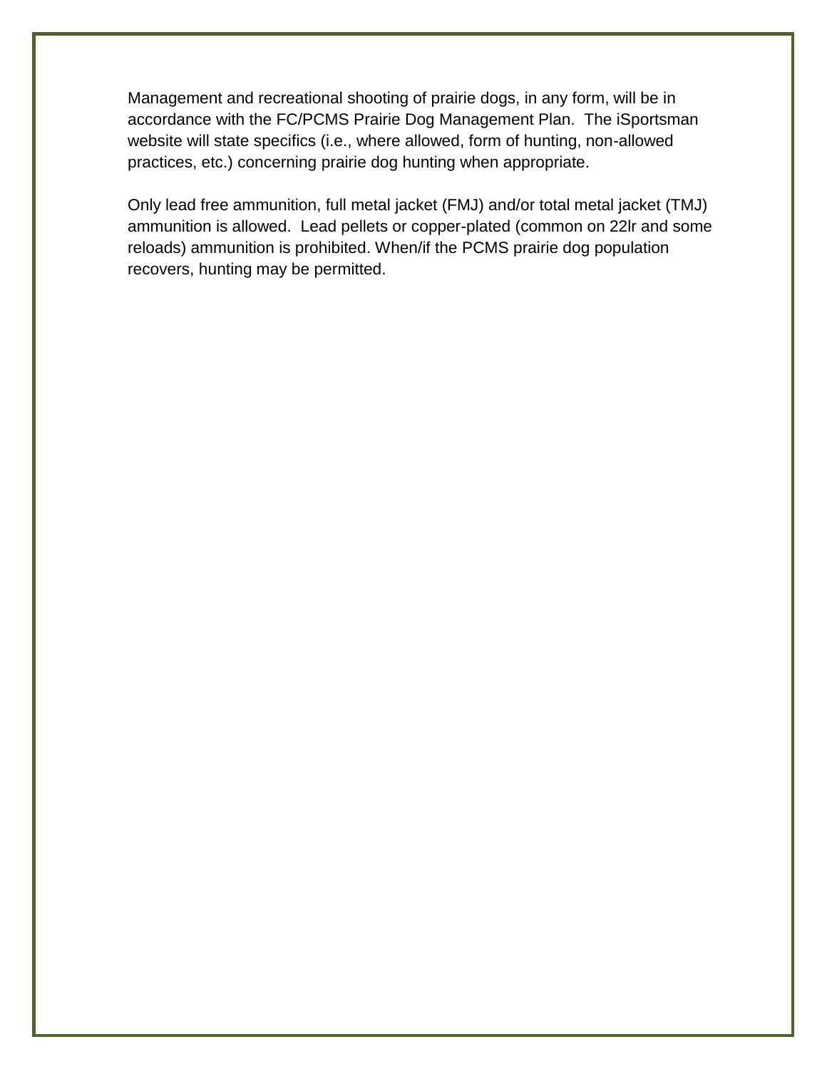Management and recreational shooting of prairie dogs, in any form, will be in accordance with the FC/PCMS Prairie Dog Management Plan.  The iSportsman website will state specifics (i.e., where allowed, form of hunting, non-allowed practices, etc.) concerning prairie dog hunting when appropriate.

Only lead free ammunition, full metal jacket (FMJ) and/or total metal jacket (TMJ) ammunition is allowed.  Lead pellets or copper-plated (common on 22lr and some reloads) ammunition is prohibited. When/if the PCMS prairie dog population recovers, hunting may be permitted.